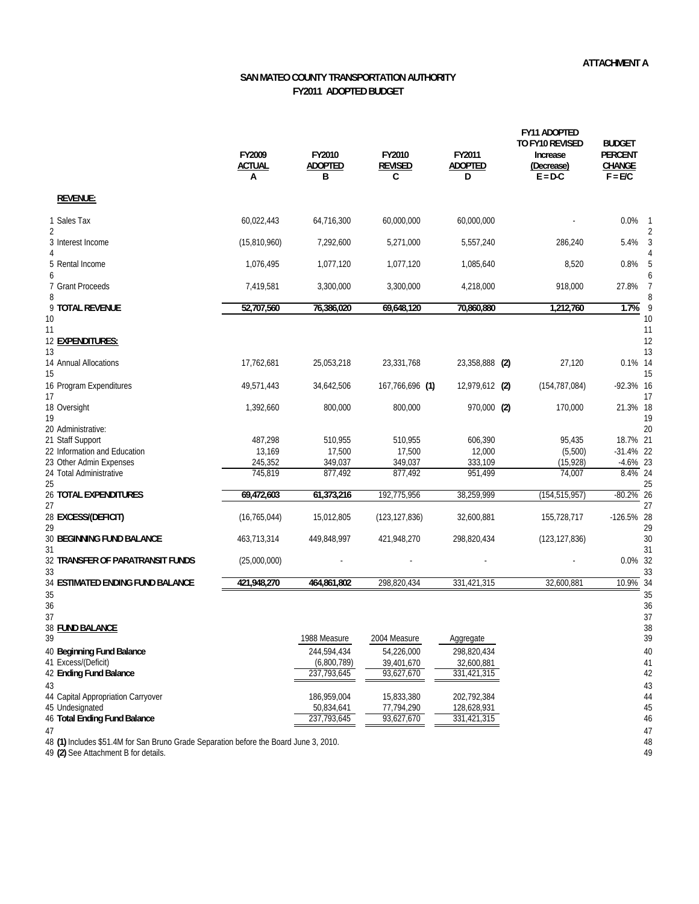ATTACHMENT A

# SAN MATEO COUNTY TRANSPORTATION AUTHORITY
## FY2011 ADOPTED BUDGET

| | | FY2009 ACTUAL A | FY2010 ADOPTED B | FY2010 REVISED C | FY2011 ADOPTED D | FY11 ADOPTED TO FY10 REVISED Increase (Decrease) E = D-C | BUDGET PERCENT CHANGE F = E/C | |
|---|---|---|---|---|---|---|---|---|
| | **REVENUE:** | | | | | | | |
| 1 | Sales Tax | 60,022,443 | 64,716,300 | 60,000,000 | 60,000,000 | - | 0.0% | 1 |
| 2 | | | | | | | | 2 |
| 3 | Interest Income | (15,810,960) | 7,292,600 | 5,271,000 | 5,557,240 | 286,240 | 5.4% | 3 |
| 4 | | | | | | | | 4 |
| 5 | Rental Income | 1,076,495 | 1,077,120 | 1,077,120 | 1,085,640 | 8,520 | 0.8% | 5 |
| 6 | | | | | | | | 6 |
| 7 | Grant Proceeds | 7,419,581 | 3,300,000 | 3,300,000 | 4,218,000 | 918,000 | 27.8% | 7 |
| 8 | | | | | | | | 8 |
| 9 | **TOTAL REVENUE** | 52,707,560 | 76,386,020 | 69,648,120 | 70,860,880 | 1,212,760 | 1.7% | 9 |
| 10 | | | | | | | | 10 |
| 11 | | | | | | | | 11 |
| 12 | **EXPENDITURES:** | | | | | | | 12 |
| 13 | | | | | | | | 13 |
| 14 | Annual Allocations | 17,762,681 | 25,053,218 | 23,331,768 | 23,358,888 **(2)** | 27,120 | 0.1% | 14 |
| 15 | | | | | | | | 15 |
| 16 | Program Expenditures | 49,571,443 | 34,642,506 | 167,766,696 **(1)** | 12,979,612 **(2)** | (154,787,084) | -92.3% | 16 |
| 17 | | | | | | | | 17 |
| 18 | Oversight | 1,392,660 | 800,000 | 800,000 | 970,000 **(2)** | 170,000 | 21.3% | 18 |
| 19 | | | | | | | | 19 |
| 20 | Administrative: | | | | | | | 20 |
| 21 | Staff Support | 487,298 | 510,955 | 510,955 | 606,390 | 95,435 | 18.7% | 21 |
| 22 | Information and Education | 13,169 | 17,500 | 17,500 | 12,000 | (5,500) | -31.4% | 22 |
| 23 | Other Admin Expenses | 245,352 | 349,037 | 349,037 | 333,109 | (15,928) | -4.6% | 23 |
| 24 | Total Administrative | 745,819 | 877,492 | 877,492 | 951,499 | 74,007 | 8.4% | 24 |
| 25 | | | | | | | | 25 |
| 26 | **TOTAL EXPENDITURES** | 69,472,603 | 61,373,216 | 192,775,956 | 38,259,999 | (154,515,957) | -80.2% | 26 |
| 27 | | | | | | | | 27 |
| 28 | **EXCESS/(DEFICIT)** | (16,765,044) | 15,012,805 | (123,127,836) | 32,600,881 | 155,728,717 | -126.5% | 28 |
| 29 | | | | | | | | 29 |
| 30 | **BEGINNING FUND BALANCE** | 463,713,314 | 449,848,997 | 421,948,270 | 298,820,434 | (123,127,836) | | 30 |
| 31 | | | | | | | | 31 |
| 32 | **TRANSFER OF PARATRANSIT FUNDS** | (25,000,000) | - | - | - | - | 0.0% | 32 |
| 33 | | | | | | | | 33 |
| 34 | **ESTIMATED ENDING FUND BALANCE** | 421,948,270 | 464,861,802 | 298,820,434 | 331,421,315 | 32,600,881 | 10.9% | 34 |

| | **FUND BALANCE** | 1988 Measure | 2004 Measure | Aggregate | |
|---|---|---|---|---|---|
| 40 | **Beginning Fund Balance** | 244,594,434 | 54,226,000 | 298,820,434 | 40 |
| 41 | Excess/(Deficit) | (6,800,789) | 39,401,670 | 32,600,881 | 41 |
| 42 | **Ending Fund Balance** | 237,793,645 | 93,627,670 | 331,421,315 | 42 |
| 43 | | | | | 43 |
| 44 | Capital Appropriation Carryover | 186,959,004 | 15,833,380 | 202,792,384 | 44 |
| 45 | Undesignated | 50,834,641 | 77,794,290 | 128,628,931 | 45 |
| 46 | **Total Ending Fund Balance** | 237,793,645 | 93,627,670 | 331,421,315 | 46 |

48 **(1)** Includes $51.4M for San Bruno Grade Separation before the Board June 3, 2010.

49 **(2)** See Attachment B for details.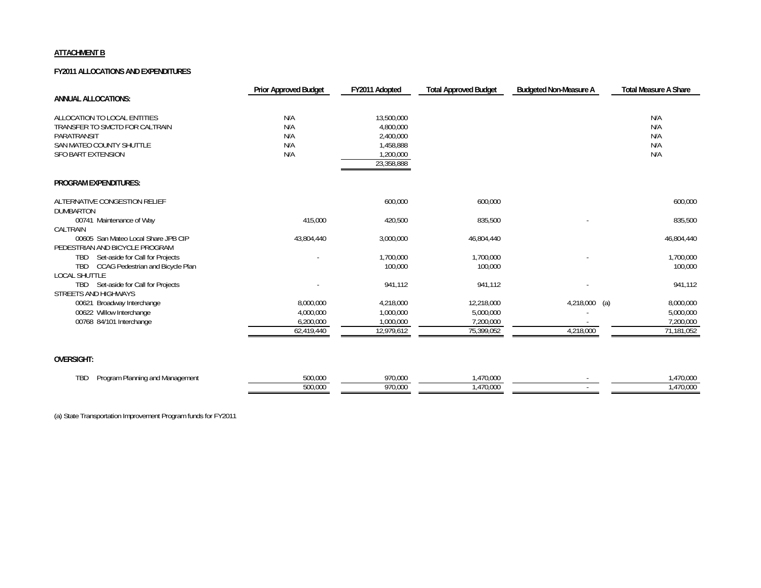**ATTACHMENT B**

**FY2011 ALLOCATIONS AND EXPENDITURES**

| | Prior Approved Budget | FY2011 Adopted | Total Approved Budget | Budgeted Non-Measure A | Total Measure A Share |
|---|---|---|---|---|---|
| **ANNUAL ALLOCATIONS:** | | | | | |
| ALLOCATION TO LOCAL ENTITIES | N/A | 13,500,000 | | | N/A |
| TRANSFER TO SMCTD FOR CALTRAIN | N/A | 4,800,000 | | | N/A |
| PARATRANSIT | N/A | 2,400,000 | | | N/A |
| SAN MATEO COUNTY SHUTTLE | N/A | 1,458,888 | | | N/A |
| SFO BART EXTENSION | N/A | 1,200,000 | | | N/A |
| | | 23,358,888 | | | |
| **PROGRAM EXPENDITURES:** | | | | | |
| ALTERNATIVE CONGESTION RELIEF | | 600,000 | 600,000 | | 600,000 |
| DUMBARTON | | | | | |
| 00741 Maintenance of Way | 415,000 | 420,500 | 835,500 | - | 835,500 |
| CALTRAIN | | | | | |
| 00605 San Mateo Local Share JPB CIP | 43,804,440 | 3,000,000 | 46,804,440 | | 46,804,440 |
| PEDESTRIAN AND BICYCLE PROGRAM | | | | | |
| TBD Set-aside for Call for Projects | - | 1,700,000 | 1,700,000 | - | 1,700,000 |
| TBD CCAG Pedestrian and Bicycle Plan | | 100,000 | 100,000 | | 100,000 |
| LOCAL SHUTTLE | | | | | |
| TBD Set-aside for Call for Projects | - | 941,112 | 941,112 | - | 941,112 |
| STREETS AND HIGHWAYS | | | | | |
| 00621 Broadway Interchange | 8,000,000 | 4,218,000 | 12,218,000 | 4,218,000 (a) | 8,000,000 |
| 00622 Willow Interchange | 4,000,000 | 1,000,000 | 5,000,000 | - | 5,000,000 |
| 00768 84/101 Interchange | 6,200,000 | 1,000,000 | 7,200,000 | - | 7,200,000 |
| | 62,419,440 | 12,979,612 | 75,399,052 | 4,218,000 | 71,181,052 |
| **OVERSIGHT:** | | | | | |
| TBD Program Planning and Management | 500,000 | 970,000 | 1,470,000 | - | 1,470,000 |
| | 500,000 | 970,000 | 1,470,000 | - | 1,470,000 |

(a) State Transportation Improvement Program funds for FY2011